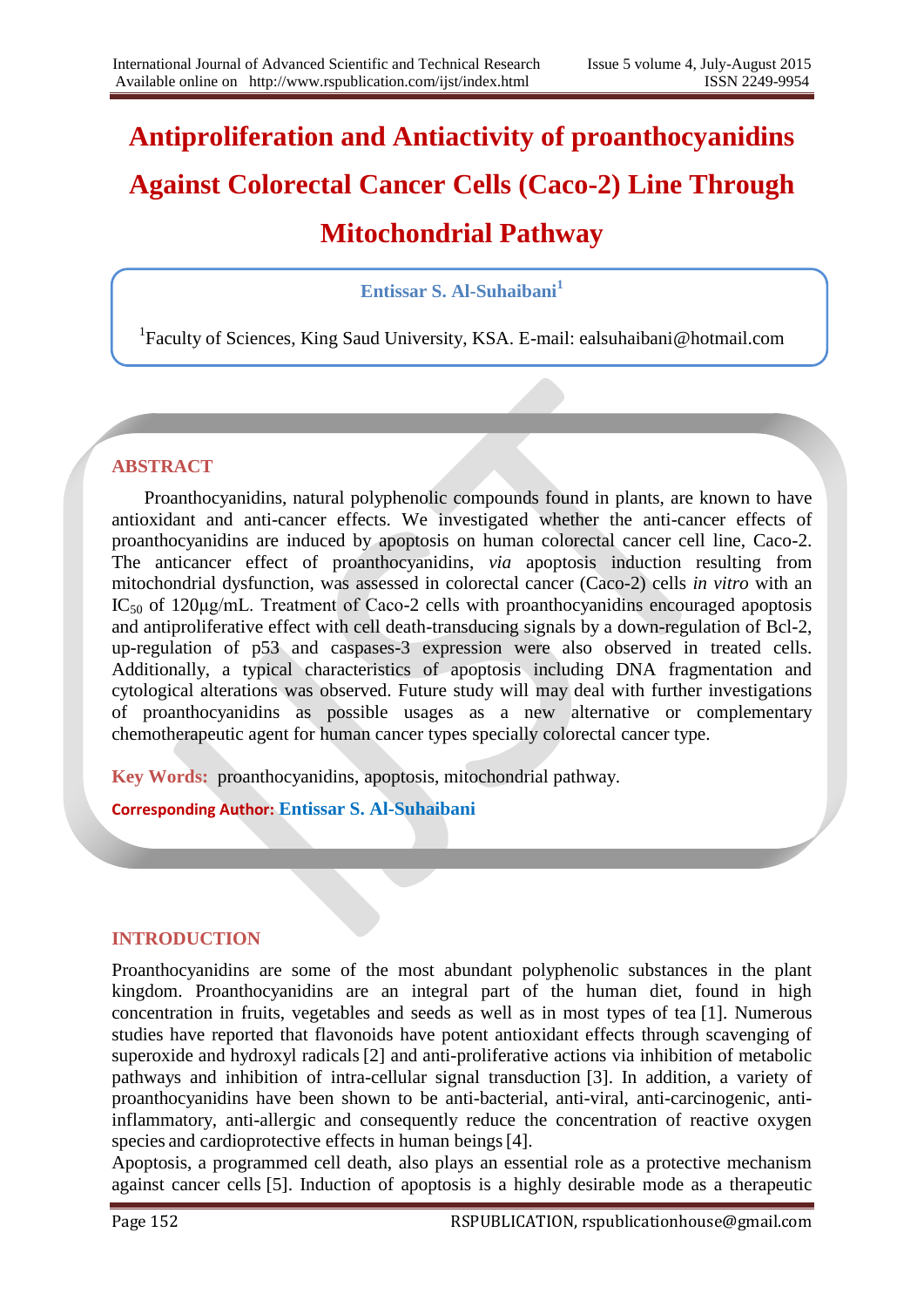# Antiproliferation and Antiactivity of proanthocyanidins Against Colorectal Cancer Cells (Caco-2) Line Through Mitochondrial Pathway

**Entissar S. Al-Suhaibani**[1]

[1]Faculty of Sciences, King Saud University, KSA. E-mail: ealsuhaibani@hotmail.com

## ABSTRACT

Proanthocyanidins, natural polyphenolic compounds found in plants, are known to have antioxidant and anti-cancer effects. We investigated whether the anti-cancer effects of proanthocyanidins are induced by apoptosis on human colorectal cancer cell line, Caco-2. The anticancer effect of proanthocyanidins, *via* apoptosis induction resulting from mitochondrial dysfunction, was assessed in colorectal cancer (Caco-2) cells *in vitro* with an $IC_{50}$ of 120μg/mL. Treatment of Caco-2 cells with proanthocyanidins encouraged apoptosis and antiproliferative effect with cell death-transducing signals by a down-regulation of Bcl-2, up-regulation of p53 and caspases-3 expression were also observed in treated cells. Additionally, a typical characteristics of apoptosis including DNA fragmentation and cytological alterations was observed. Future study will may deal with further investigations of proanthocyanidins as possible usages as a new alternative or complementary chemotherapeutic agent for human cancer types specially colorectal cancer type.

**Key Words:** proanthocyanidins, apoptosis, mitochondrial pathway.

**Corresponding Author:** Entissar S. Al-Suhaibani

## INTRODUCTION

Proanthocyanidins are some of the most abundant polyphenolic substances in the plant kingdom. Proanthocyanidins are an integral part of the human diet, found in high concentration in fruits, vegetables and seeds as well as in most types of tea [1]. Numerous studies have reported that flavonoids have potent antioxidant effects through scavenging of superoxide and hydroxyl radicals [2] and anti-proliferative actions via inhibition of metabolic pathways and inhibition of intra-cellular signal transduction [3]. In addition, a variety of proanthocyanidins have been shown to be anti-bacterial, anti-viral, anti-carcinogenic, anti-inflammatory, anti-allergic and consequently reduce the concentration of reactive oxygen species and cardioprotective effects in human beings [4].

Apoptosis, a programmed cell death, also plays an essential role as a protective mechanism against cancer cells [5]. Induction of apoptosis is a highly desirable mode as a therapeutic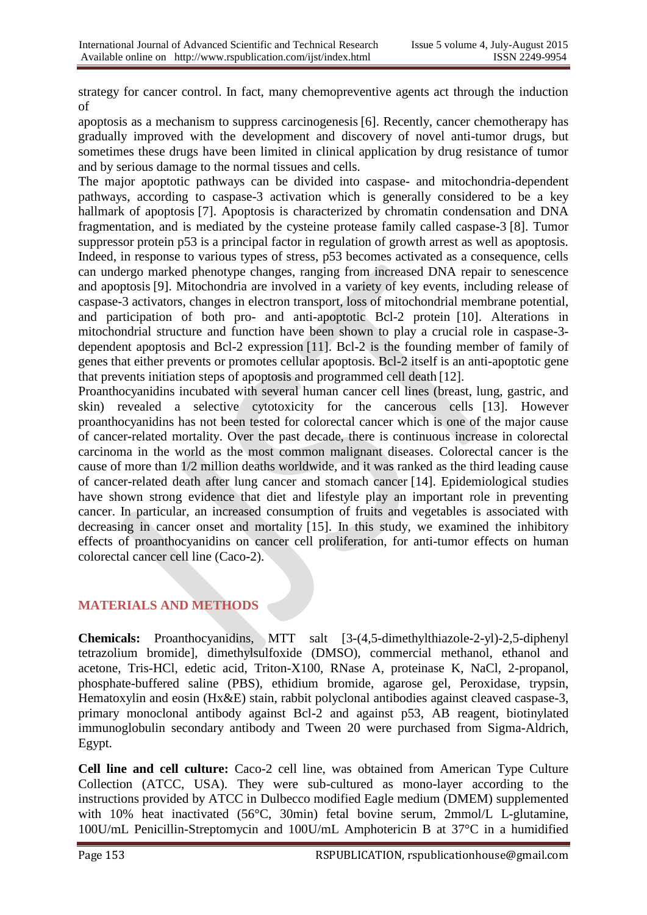strategy for cancer control. In fact, many chemopreventive agents act through the induction of

apoptosis as a mechanism to suppress carcinogenesis [6]. Recently, cancer chemotherapy has gradually improved with the development and discovery of novel anti-tumor drugs, but sometimes these drugs have been limited in clinical application by drug resistance of tumor and by serious damage to the normal tissues and cells.

The major apoptotic pathways can be divided into caspase- and mitochondria-dependent pathways, according to caspase-3 activation which is generally considered to be a key hallmark of apoptosis [7]. Apoptosis is characterized by chromatin condensation and DNA fragmentation, and is mediated by the cysteine protease family called caspase-3 [8]. Tumor suppressor protein p53 is a principal factor in regulation of growth arrest as well as apoptosis. Indeed, in response to various types of stress, p53 becomes activated as a consequence, cells can undergo marked phenotype changes, ranging from increased DNA repair to senescence and apoptosis [9]. Mitochondria are involved in a variety of key events, including release of caspase-3 activators, changes in electron transport, loss of mitochondrial membrane potential, and participation of both pro- and anti-apoptotic Bcl-2 protein [10]. Alterations in mitochondrial structure and function have been shown to play a crucial role in caspase-3-dependent apoptosis and Bcl-2 expression [11]. Bcl-2 is the founding member of family of genes that either prevents or promotes cellular apoptosis. Bcl-2 itself is an anti-apoptotic gene that prevents initiation steps of apoptosis and programmed cell death [12].

Proanthocyanidins incubated with several human cancer cell lines (breast, lung, gastric, and skin) revealed a selective cytotoxicity for the cancerous cells [13]. However proanthocyanidins has not been tested for colorectal cancer which is one of the major cause of cancer-related mortality. Over the past decade, there is continuous increase in colorectal carcinoma in the world as the most common malignant diseases. Colorectal cancer is the cause of more than 1/2 million deaths worldwide, and it was ranked as the third leading cause of cancer-related death after lung cancer and stomach cancer [14]. Epidemiological studies have shown strong evidence that diet and lifestyle play an important role in preventing cancer. In particular, an increased consumption of fruits and vegetables is associated with decreasing in cancer onset and mortality [15]. In this study, we examined the inhibitory effects of proanthocyanidins on cancer cell proliferation, for anti-tumor effects on human colorectal cancer cell line (Caco-2).

## MATERIALS AND METHODS

**Chemicals:** Proanthocyanidins, MTT salt [3-(4,5-dimethylthiazole-2-yl)-2,5-diphenyl tetrazolium bromide], dimethylsulfoxide (DMSO), commercial methanol, ethanol and acetone, Tris-HCl, edetic acid, Triton-X100, RNase A, proteinase K, NaCl, 2-propanol, phosphate-buffered saline (PBS), ethidium bromide, agarose gel, Peroxidase, trypsin, Hematoxylin and eosin (Hx&E) stain, rabbit polyclonal antibodies against cleaved caspase-3, primary monoclonal antibody against Bcl-2 and against p53, AB reagent, biotinylated immunoglobulin secondary antibody and Tween 20 were purchased from Sigma-Aldrich, Egypt.

**Cell line and cell culture:** Caco-2 cell line, was obtained from American Type Culture Collection (ATCC, USA). They were sub-cultured as mono-layer according to the instructions provided by ATCC in Dulbecco modified Eagle medium (DMEM) supplemented with 10% heat inactivated (56°C, 30min) fetal bovine serum, 2mmol/L L-glutamine, 100U/mL Penicillin-Streptomycin and 100U/mL Amphotericin B at 37°C in a humidified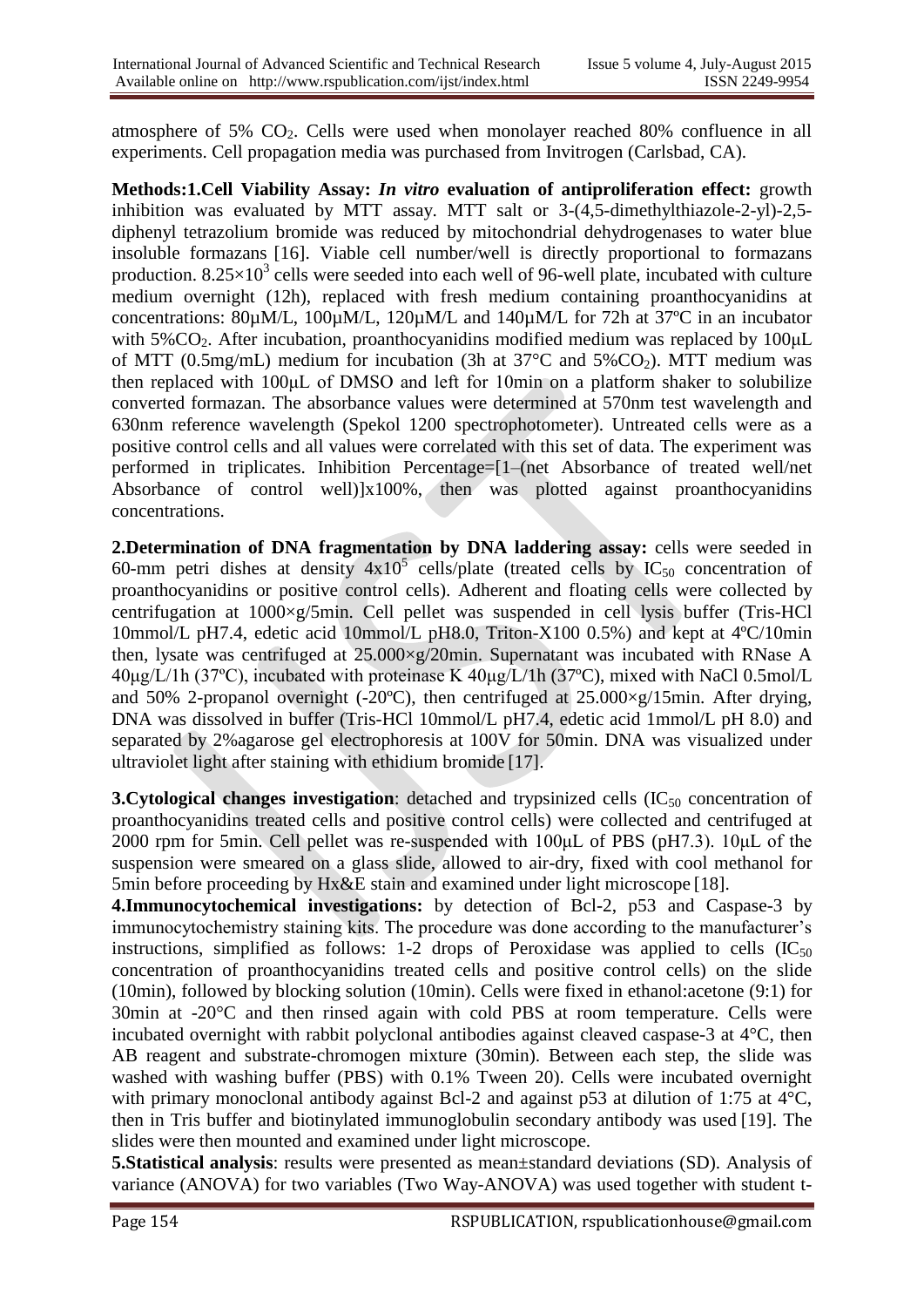atmosphere of 5% $CO_2$. Cells were used when monolayer reached 80% confluence in all experiments. Cell propagation media was purchased from Invitrogen (Carlsbad, CA).

**Methods:1.Cell Viability Assay:** ***In vitro*** **evaluation of antiproliferation effect:** growth inhibition was evaluated by MTT assay. MTT salt or 3-(4,5-dimethylthiazole-2-yl)-2,5-diphenyl tetrazolium bromide was reduced by mitochondrial dehydrogenases to water blue insoluble formazans [16]. Viable cell number/well is directly proportional to formazans production. $8.25\times10^3$ cells were seeded into each well of 96-well plate, incubated with culture medium overnight (12h), replaced with fresh medium containing proanthocyanidins at concentrations: 80μM/L, 100μM/L, 120μM/L and 140μM/L for 72h at 37ºC in an incubator with 5%$CO_2$. After incubation, proanthocyanidins modified medium was replaced by 100μL of MTT (0.5mg/mL) medium for incubation (3h at 37°C and 5%$CO_2$). MTT medium was then replaced with 100μL of DMSO and left for 10min on a platform shaker to solubilize converted formazan. The absorbance values were determined at 570nm test wavelength and 630nm reference wavelength (Spekol 1200 spectrophotometer). Untreated cells were as a positive control cells and all values were correlated with this set of data. The experiment was performed in triplicates. Inhibition Percentage=[1–(net Absorbance of treated well/net Absorbance of control well)]x100%, then was plotted against proanthocyanidins concentrations.

**2.Determination of DNA fragmentation by DNA laddering assay:** cells were seeded in 60-mm petri dishes at density $4\text{x}10^5$ cells/plate (treated cells by $IC_{50}$ concentration of proanthocyanidins or positive control cells). Adherent and floating cells were collected by centrifugation at 1000×g/5min. Cell pellet was suspended in cell lysis buffer (Tris-HCl 10mmol/L pH7.4, edetic acid 10mmol/L pH8.0, Triton-X100 0.5%) and kept at 4ºC/10min then, lysate was centrifuged at 25.000×g/20min. Supernatant was incubated with RNase A 40μg/L/1h (37ºC), incubated with proteinase K 40μg/L/1h (37ºC), mixed with NaCl 0.5mol/L and 50% 2-propanol overnight (-20ºC), then centrifuged at 25.000×g/15min. After drying, DNA was dissolved in buffer (Tris-HCl 10mmol/L pH7.4, edetic acid 1mmol/L pH 8.0) and separated by 2%agarose gel electrophoresis at 100V for 50min. DNA was visualized under ultraviolet light after staining with ethidium bromide [17].

**3.Cytological changes investigation**: detached and trypsinized cells ($IC_{50}$ concentration of proanthocyanidins treated cells and positive control cells) were collected and centrifuged at 2000 rpm for 5min. Cell pellet was re-suspended with 100μL of PBS (pH7.3). 10μL of the suspension were smeared on a glass slide, allowed to air-dry, fixed with cool methanol for 5min before proceeding by Hx&E stain and examined under light microscope [18].

**4.Immunocytochemical investigations:** by detection of Bcl-2, p53 and Caspase-3 by immunocytochemistry staining kits. The procedure was done according to the manufacturer's instructions, simplified as follows: 1-2 drops of Peroxidase was applied to cells ($IC_{50}$ concentration of proanthocyanidins treated cells and positive control cells) on the slide (10min), followed by blocking solution (10min). Cells were fixed in ethanol:acetone (9:1) for 30min at -20°C and then rinsed again with cold PBS at room temperature. Cells were incubated overnight with rabbit polyclonal antibodies against cleaved caspase-3 at 4°C, then AB reagent and substrate-chromogen mixture (30min). Between each step, the slide was washed with washing buffer (PBS) with 0.1% Tween 20). Cells were incubated overnight with primary monoclonal antibody against Bcl-2 and against p53 at dilution of 1:75 at 4°C, then in Tris buffer and biotinylated immunoglobulin secondary antibody was used [19]. The slides were then mounted and examined under light microscope.

**5.Statistical analysis**: results were presented as mean±standard deviations (SD). Analysis of variance (ANOVA) for two variables (Two Way-ANOVA) was used together with student t-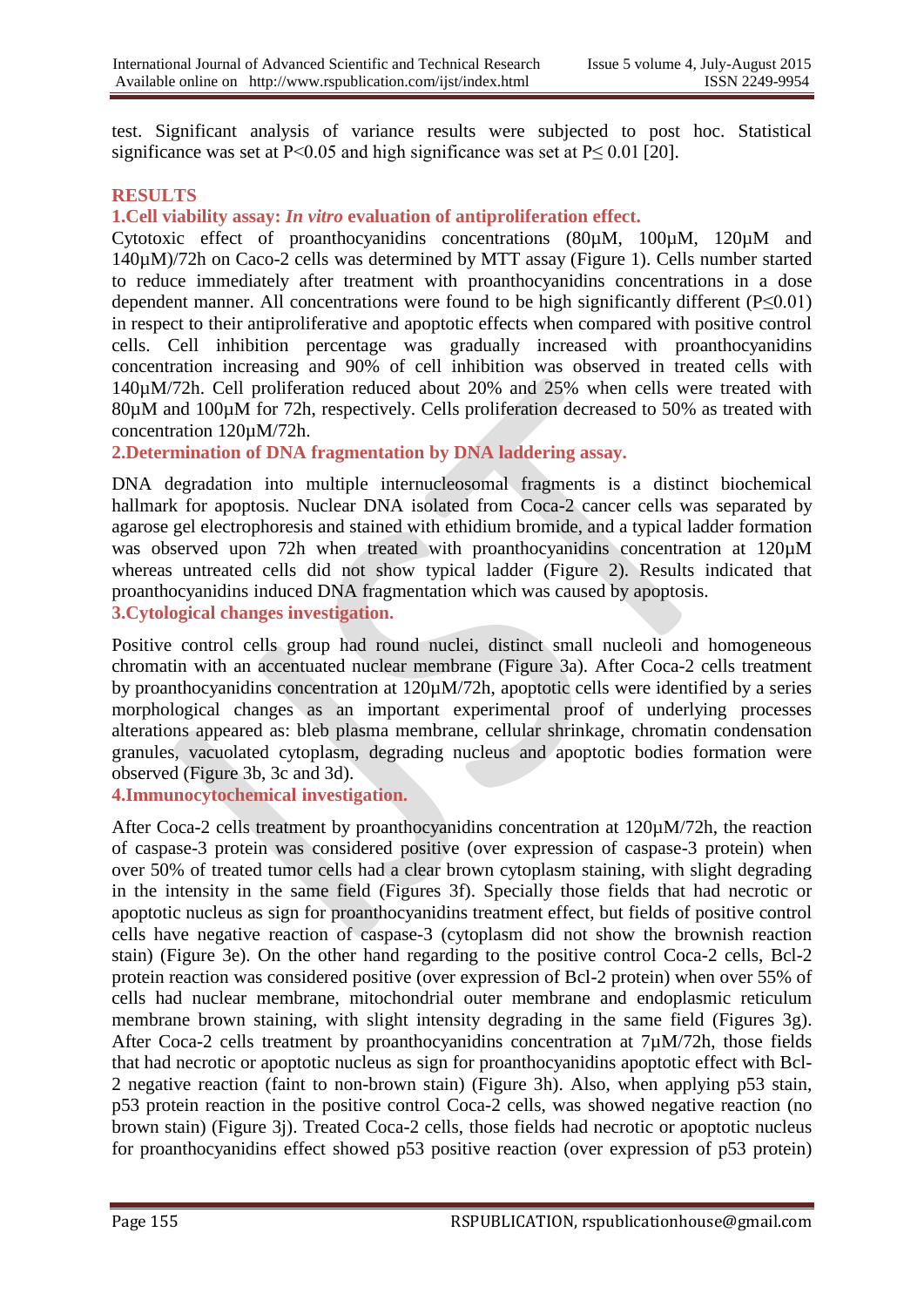test. Significant analysis of variance results were subjected to post hoc. Statistical significance was set at P<0.05 and high significance was set at P≤ 0.01 [20].

## RESULTS

### 1.Cell viability assay: *In vitro* evaluation of antiproliferation effect.

Cytotoxic effect of proanthocyanidins concentrations (80µM, 100µM, 120µM and 140µM)/72h on Caco-2 cells was determined by MTT assay (Figure 1). Cells number started to reduce immediately after treatment with proanthocyanidins concentrations in a dose dependent manner. All concentrations were found to be high significantly different (P≤0.01) in respect to their antiproliferative and apoptotic effects when compared with positive control cells. Cell inhibition percentage was gradually increased with proanthocyanidins concentration increasing and 90% of cell inhibition was observed in treated cells with 140µM/72h. Cell proliferation reduced about 20% and 25% when cells were treated with 80µM and 100µM for 72h, respectively. Cells proliferation decreased to 50% as treated with concentration 120µM/72h.

### 2.Determination of DNA fragmentation by DNA laddering assay.

DNA degradation into multiple internucleosomal fragments is a distinct biochemical hallmark for apoptosis. Nuclear DNA isolated from Coca-2 cancer cells was separated by agarose gel electrophoresis and stained with ethidium bromide, and a typical ladder formation was observed upon 72h when treated with proanthocyanidins concentration at 120µM whereas untreated cells did not show typical ladder (Figure 2). Results indicated that proanthocyanidins induced DNA fragmentation which was caused by apoptosis.

### 3.Cytological changes investigation.

Positive control cells group had round nuclei, distinct small nucleoli and homogeneous chromatin with an accentuated nuclear membrane (Figure 3a). After Coca-2 cells treatment by proanthocyanidins concentration at 120µM/72h, apoptotic cells were identified by a series morphological changes as an important experimental proof of underlying processes alterations appeared as: bleb plasma membrane, cellular shrinkage, chromatin condensation granules, vacuolated cytoplasm, degrading nucleus and apoptotic bodies formation were observed (Figure 3b, 3c and 3d).

### 4.Immunocytochemical investigation.

After Coca-2 cells treatment by proanthocyanidins concentration at 120µM/72h, the reaction of caspase-3 protein was considered positive (over expression of caspase-3 protein) when over 50% of treated tumor cells had a clear brown cytoplasm staining, with slight degrading in the intensity in the same field (Figures 3f). Specially those fields that had necrotic or apoptotic nucleus as sign for proanthocyanidins treatment effect, but fields of positive control cells have negative reaction of caspase-3 (cytoplasm did not show the brownish reaction stain) (Figure 3e). On the other hand regarding to the positive control Coca-2 cells, Bcl-2 protein reaction was considered positive (over expression of Bcl-2 protein) when over 55% of cells had nuclear membrane, mitochondrial outer membrane and endoplasmic reticulum membrane brown staining, with slight intensity degrading in the same field (Figures 3g). After Coca-2 cells treatment by proanthocyanidins concentration at 7µM/72h, those fields that had necrotic or apoptotic nucleus as sign for proanthocyanidins apoptotic effect with Bcl-2 negative reaction (faint to non-brown stain) (Figure 3h). Also, when applying p53 stain, p53 protein reaction in the positive control Coca-2 cells, was showed negative reaction (no brown stain) (Figure 3j). Treated Coca-2 cells, those fields had necrotic or apoptotic nucleus for proanthocyanidins effect showed p53 positive reaction (over expression of p53 protein)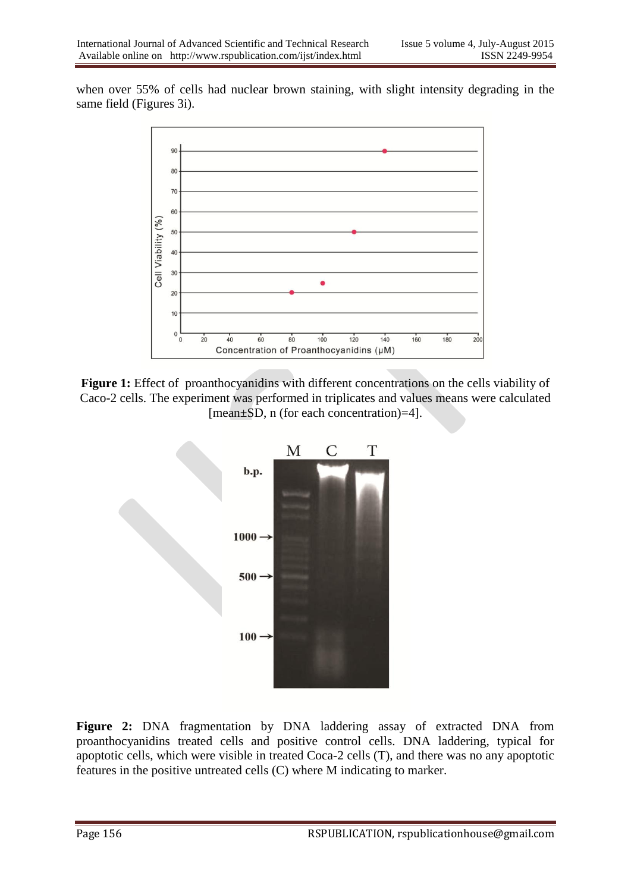when over 55% of cells had nuclear brown staining, with slight intensity degrading in the same field (Figures 3i).

**Figure 1:** Effect of proanthocyanidins with different concentrations on the cells viability of Caco-2 cells. The experiment was performed in triplicates and values means were calculated [mean±SD, n (for each concentration)=4].

**Figure 2:** DNA fragmentation by DNA laddering assay of extracted DNA from proanthocyanidins treated cells and positive control cells. DNA laddering, typical for apoptotic cells, which were visible in treated Coca-2 cells (T), and there was no any apoptotic features in the positive untreated cells (C) where M indicating to marker.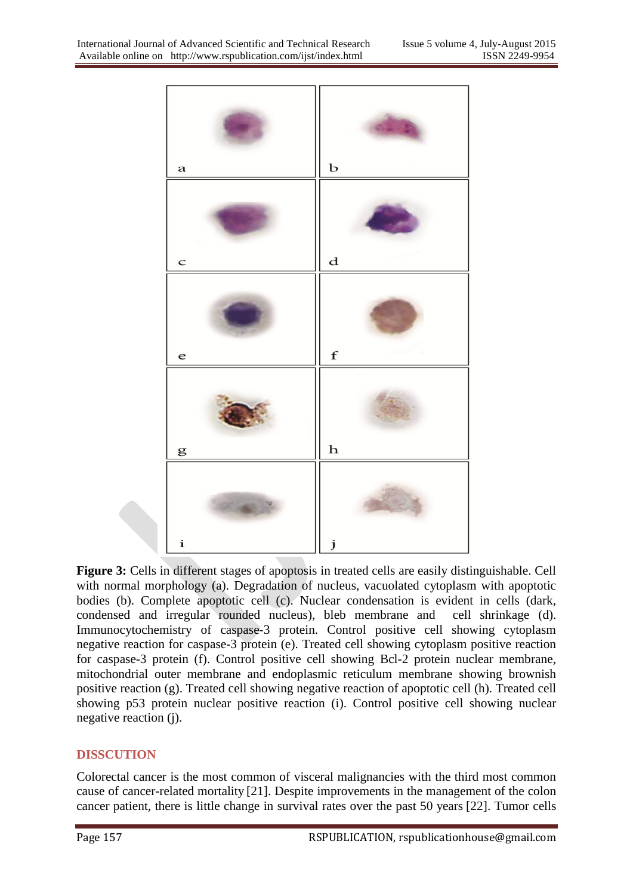**Figure 3:** Cells in different stages of apoptosis in treated cells are easily distinguishable. Cell with normal morphology (a). Degradation of nucleus, vacuolated cytoplasm with apoptotic bodies (b). Complete apoptotic cell (c). Nuclear condensation is evident in cells (dark, condensed and irregular rounded nucleus), bleb membrane and cell shrinkage (d). Immunocytochemistry of caspase-3 protein. Control positive cell showing cytoplasm negative reaction for caspase-3 protein (e). Treated cell showing cytoplasm positive reaction for caspase-3 protein (f). Control positive cell showing Bcl-2 protein nuclear membrane, mitochondrial outer membrane and endoplasmic reticulum membrane showing brownish positive reaction (g). Treated cell showing negative reaction of apoptotic cell (h). Treated cell showing p53 protein nuclear positive reaction (i). Control positive cell showing nuclear negative reaction (j).

## DISSCUTION

Colorectal cancer is the most common of visceral malignancies with the third most common cause of cancer-related mortality [21]. Despite improvements in the management of the colon cancer patient, there is little change in survival rates over the past 50 years [22]. Tumor cells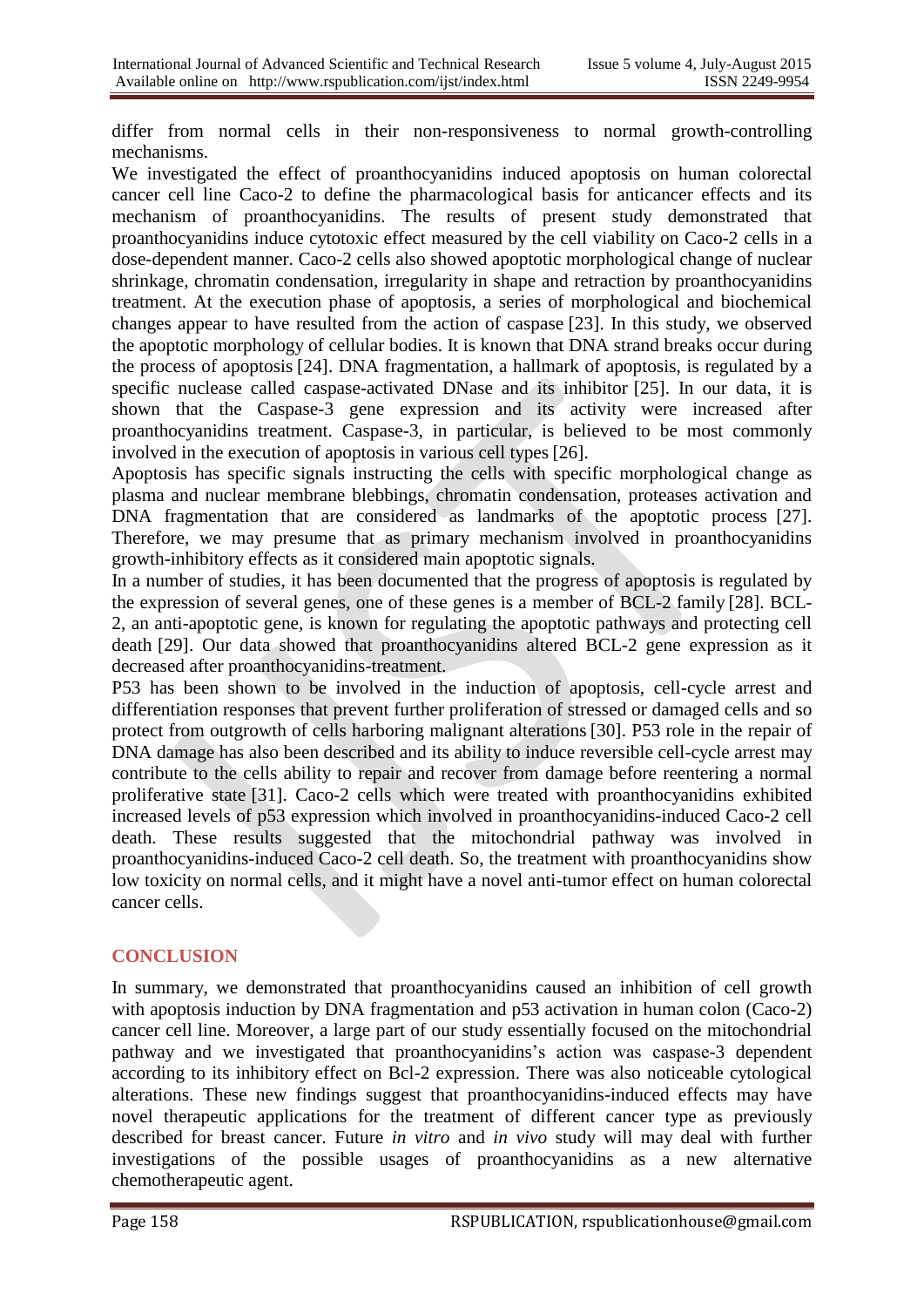differ from normal cells in their non-responsiveness to normal growth-controlling mechanisms.

We investigated the effect of proanthocyanidins induced apoptosis on human colorectal cancer cell line Caco-2 to define the pharmacological basis for anticancer effects and its mechanism of proanthocyanidins. The results of present study demonstrated that proanthocyanidins induce cytotoxic effect measured by the cell viability on Caco-2 cells in a dose-dependent manner. Caco-2 cells also showed apoptotic morphological change of nuclear shrinkage, chromatin condensation, irregularity in shape and retraction by proanthocyanidins treatment. At the execution phase of apoptosis, a series of morphological and biochemical changes appear to have resulted from the action of caspase [23]. In this study, we observed the apoptotic morphology of cellular bodies. It is known that DNA strand breaks occur during the process of apoptosis [24]. DNA fragmentation, a hallmark of apoptosis, is regulated by a specific nuclease called caspase-activated DNase and its inhibitor [25]. In our data, it is shown that the Caspase-3 gene expression and its activity were increased after proanthocyanidins treatment. Caspase-3, in particular, is believed to be most commonly involved in the execution of apoptosis in various cell types [26].

Apoptosis has specific signals instructing the cells with specific morphological change as plasma and nuclear membrane blebbings, chromatin condensation, proteases activation and DNA fragmentation that are considered as landmarks of the apoptotic process [27]. Therefore, we may presume that as primary mechanism involved in proanthocyanidins growth-inhibitory effects as it considered main apoptotic signals.

In a number of studies, it has been documented that the progress of apoptosis is regulated by the expression of several genes, one of these genes is a member of BCL-2 family [28]. BCL-2, an anti-apoptotic gene, is known for regulating the apoptotic pathways and protecting cell death [29]. Our data showed that proanthocyanidins altered BCL-2 gene expression as it decreased after proanthocyanidins-treatment.

P53 has been shown to be involved in the induction of apoptosis, cell-cycle arrest and differentiation responses that prevent further proliferation of stressed or damaged cells and so protect from outgrowth of cells harboring malignant alterations [30]. P53 role in the repair of DNA damage has also been described and its ability to induce reversible cell-cycle arrest may contribute to the cells ability to repair and recover from damage before reentering a normal proliferative state [31]. Caco-2 cells which were treated with proanthocyanidins exhibited increased levels of p53 expression which involved in proanthocyanidins-induced Caco-2 cell death. These results suggested that the mitochondrial pathway was involved in proanthocyanidins-induced Caco-2 cell death. So, the treatment with proanthocyanidins show low toxicity on normal cells, and it might have a novel anti-tumor effect on human colorectal cancer cells.

## CONCLUSION

In summary, we demonstrated that proanthocyanidins caused an inhibition of cell growth with apoptosis induction by DNA fragmentation and p53 activation in human colon (Caco-2) cancer cell line. Moreover, a large part of our study essentially focused on the mitochondrial pathway and we investigated that proanthocyanidins's action was caspase-3 dependent according to its inhibitory effect on Bcl-2 expression. There was also noticeable cytological alterations. These new findings suggest that proanthocyanidins-induced effects may have novel therapeutic applications for the treatment of different cancer type as previously described for breast cancer. Future *in vitro* and *in vivo* study will may deal with further investigations of the possible usages of proanthocyanidins as a new alternative chemotherapeutic agent.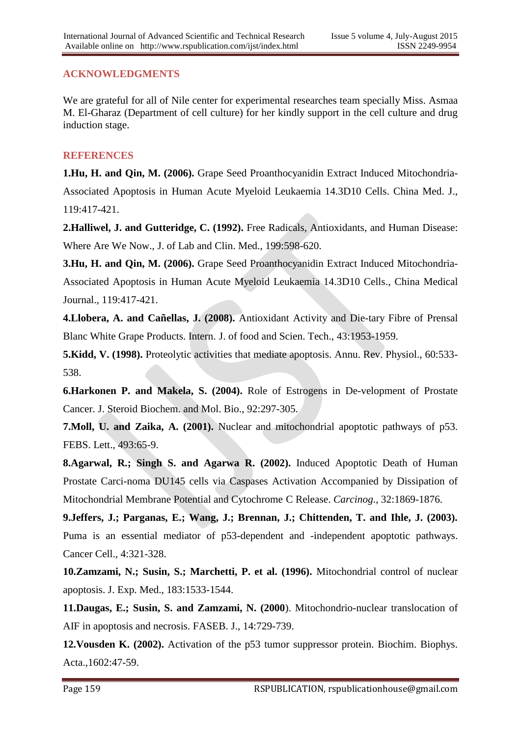## ACKNOWLEDGMENTS

We are grateful for all of Nile center for experimental researches team specially Miss. Asmaa M. El-Gharaz (Department of cell culture) for her kindly support in the cell culture and drug induction stage.

## REFERENCES

**1.Hu, H. and Qin, M. (2006).** Grape Seed Proanthocyanidin Extract Induced Mitochondria-Associated Apoptosis in Human Acute Myeloid Leukaemia 14.3D10 Cells. China Med. J., 119:417-421.

**2.Halliwel, J. and Gutteridge, C. (1992).** Free Radicals, Antioxidants, and Human Disease: Where Are We Now., J. of Lab and Clin. Med., 199:598-620.

**3.Hu, H. and Qin, M. (2006).** Grape Seed Proanthocyanidin Extract Induced Mitochondria-Associated Apoptosis in Human Acute Myeloid Leukaemia 14.3D10 Cells., China Medical Journal., 119:417-421.

**4.Llobera, A. and Cañellas, J. (2008).** Antioxidant Activity and Die-tary Fibre of Prensal Blanc White Grape Products. Intern. J. of food and Scien. Tech., 43:1953-1959.

**5.Kidd, V. (1998).** Proteolytic activities that mediate apoptosis. Annu. Rev. Physiol., 60:533-538.

**6.Harkonen P. and Makela, S. (2004).** Role of Estrogens in De-velopment of Prostate Cancer. J. Steroid Biochem. and Mol. Bio., 92:297-305.

**7.Moll, U. and Zaika, A. (2001).** Nuclear and mitochondrial apoptotic pathways of p53. FEBS. Lett., 493:65-9.

**8.Agarwal, R.; Singh S. and Agarwa R. (2002).** Induced Apoptotic Death of Human Prostate Carci-noma DU145 cells via Caspases Activation Accompanied by Dissipation of Mitochondrial Membrane Potential and Cytochrome C Release. *Carcinog*., 32:1869-1876.

**9.Jeffers, J.; Parganas, E.; Wang, J.; Brennan, J.; Chittenden, T. and Ihle, J. (2003).** Puma is an essential mediator of p53-dependent and -independent apoptotic pathways. Cancer Cell., 4:321-328.

**10.Zamzami, N.; Susin, S.; Marchetti, P. et al. (1996).** Mitochondrial control of nuclear apoptosis. J. Exp. Med., 183:1533-1544.

**11.Daugas, E.; Susin, S. and Zamzami, N. (2000**). Mitochondrio-nuclear translocation of AIF in apoptosis and necrosis. FASEB. J., 14:729-739.

**12.Vousden K. (2002).** Activation of the p53 tumor suppressor protein. Biochim. Biophys. Acta.,1602:47-59.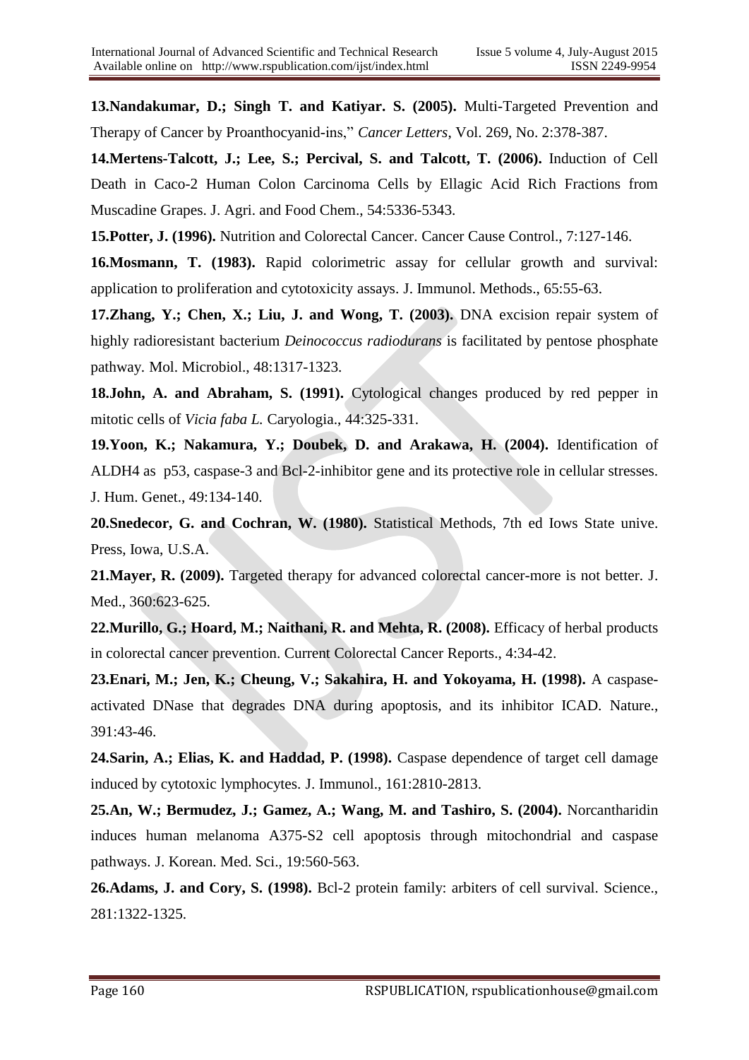**13.Nandakumar, D.; Singh T. and Katiyar. S. (2005).** Multi-Targeted Prevention and Therapy of Cancer by Proanthocyanid-ins," *Cancer Letters*, Vol. 269, No. 2:378-387.

**14.Mertens-Talcott, J.; Lee, S.; Percival, S. and Talcott, T. (2006).** Induction of Cell Death in Caco-2 Human Colon Carcinoma Cells by Ellagic Acid Rich Fractions from Muscadine Grapes. J. Agri. and Food Chem., 54:5336-5343.

**15.Potter, J. (1996).** Nutrition and Colorectal Cancer. Cancer Cause Control., 7:127-146.

**16.Mosmann, T. (1983).** Rapid colorimetric assay for cellular growth and survival: application to proliferation and cytotoxicity assays. J. Immunol. Methods., 65:55-63.

**17.Zhang, Y.; Chen, X.; Liu, J. and Wong, T. (2003).** DNA excision repair system of highly radioresistant bacterium *Deinococcus radiodurans* is facilitated by pentose phosphate pathway. Mol. Microbiol., 48:1317-1323.

**18.John, A. and Abraham, S. (1991).** Cytological changes produced by red pepper in mitotic cells of *Vicia faba L.* Caryologia., 44:325-331.

**19.Yoon, K.; Nakamura, Y.; Doubek, D. and Arakawa, H. (2004).** Identification of ALDH4 as p53, caspase-3 and Bcl-2-inhibitor gene and its protective role in cellular stresses. J. Hum. Genet., 49:134-140.

**20.Snedecor, G. and Cochran, W. (1980).** Statistical Methods, 7th ed Iows State unive. Press, Iowa, U.S.A.

**21.Mayer, R. (2009).** Targeted therapy for advanced colorectal cancer-more is not better. J. Med., 360:623-625.

**22.Murillo, G.; Hoard, M.; Naithani, R. and Mehta, R. (2008).** Efficacy of herbal products in colorectal cancer prevention. Current Colorectal Cancer Reports., 4:34-42.

**23.Enari, M.; Jen, K.; Cheung, V.; Sakahira, H. and Yokoyama, H. (1998).** A caspase-activated DNase that degrades DNA during apoptosis, and its inhibitor ICAD. Nature., 391:43-46.

**24.Sarin, A.; Elias, K. and Haddad, P. (1998).** Caspase dependence of target cell damage induced by cytotoxic lymphocytes. J. Immunol., 161:2810-2813.

**25.An, W.; Bermudez, J.; Gamez, A.; Wang, M. and Tashiro, S. (2004).** Norcantharidin induces human melanoma A375-S2 cell apoptosis through mitochondrial and caspase pathways. J. Korean. Med. Sci., 19:560-563.

**26.Adams, J. and Cory, S. (1998).** Bcl-2 protein family: arbiters of cell survival. Science., 281:1322-1325.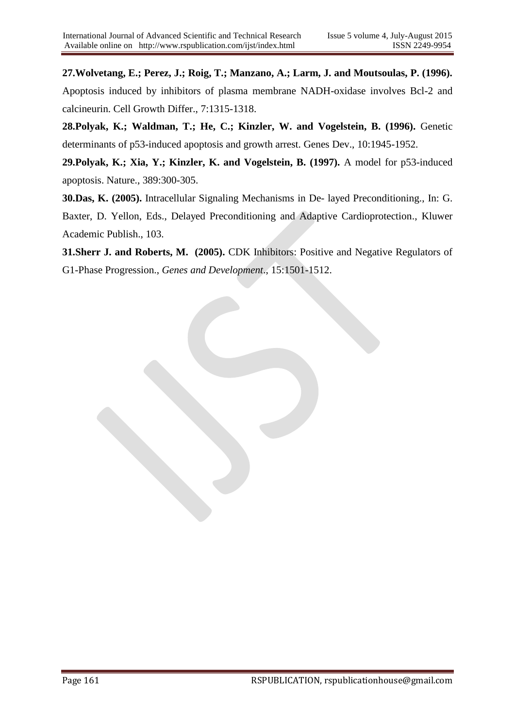**27.Wolvetang, E.; Perez, J.; Roig, T.; Manzano, A.; Larm, J. and Moutsoulas, P. (1996).** Apoptosis induced by inhibitors of plasma membrane NADH-oxidase involves Bcl-2 and calcineurin. Cell Growth Differ., 7:1315-1318.

**28.Polyak, K.; Waldman, T.; He, C.; Kinzler, W. and Vogelstein, B. (1996).** Genetic determinants of p53-induced apoptosis and growth arrest. Genes Dev., 10:1945-1952.

**29.Polyak, K.; Xia, Y.; Kinzler, K. and Vogelstein, B. (1997).** A model for p53-induced apoptosis. Nature., 389:300-305.

**30.Das, K. (2005).** Intracellular Signaling Mechanisms in De- layed Preconditioning., In: G. Baxter, D. Yellon, Eds., Delayed Preconditioning and Adaptive Cardioprotection., Kluwer Academic Publish., 103.

**31.Sherr J. and Roberts, M. (2005).** CDK Inhibitors: Positive and Negative Regulators of G1-Phase Progression., *Genes and Development*., 15:1501-1512.